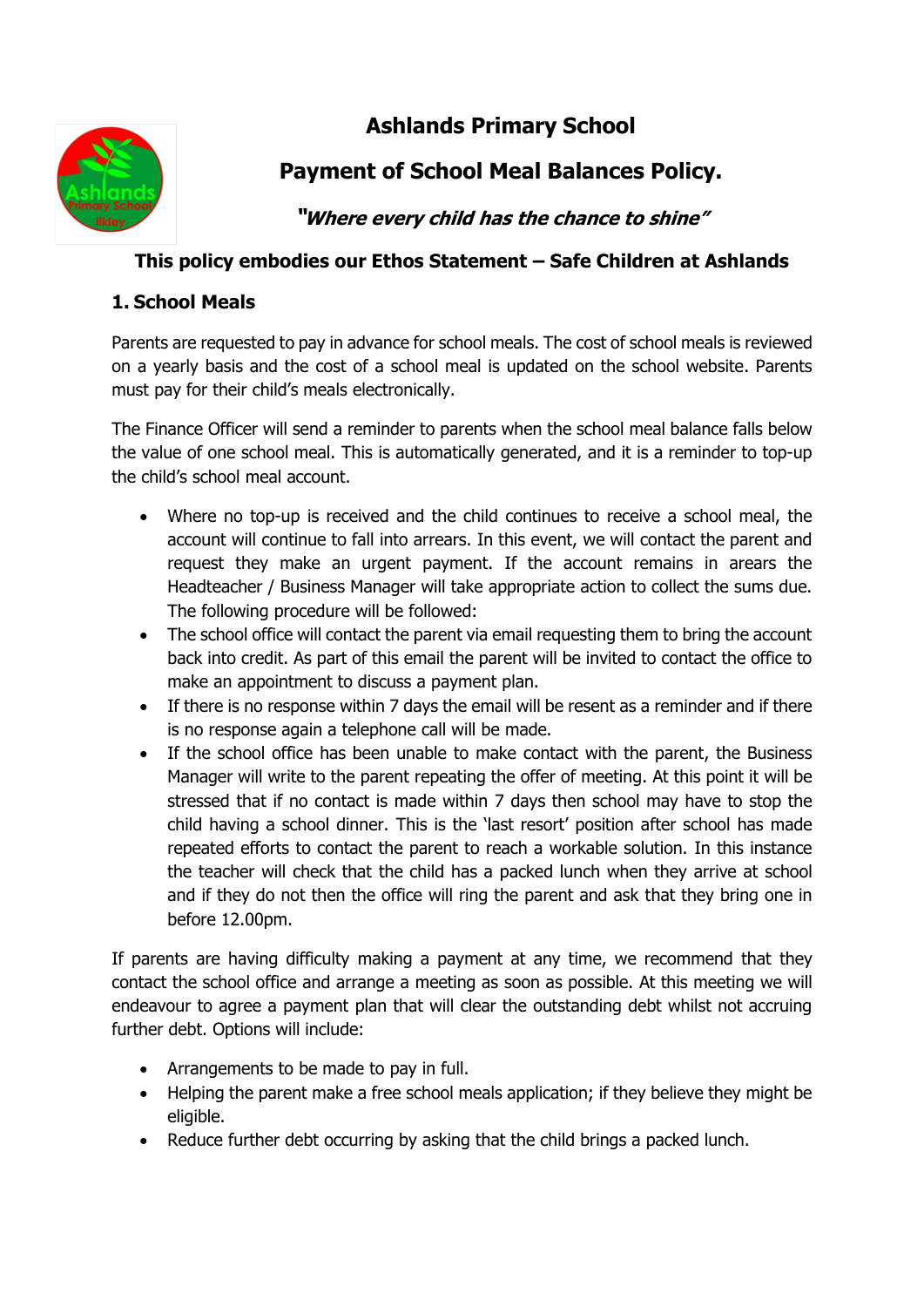# Ashlands Primary School

## Payment of School Meal Balances Policy.

***"Where every child has the chance to shine"***

**This policy embodies our Ethos Statement – Safe Children at Ashlands**

### 1. School Meals

Parents are requested to pay in advance for school meals. The cost of school meals is reviewed on a yearly basis and the cost of a school meal is updated on the school website. Parents must pay for their child's meals electronically.

The Finance Officer will send a reminder to parents when the school meal balance falls below the value of one school meal. This is automatically generated, and it is a reminder to top-up the child's school meal account.

- Where no top-up is received and the child continues to receive a school meal, the account will continue to fall into arrears. In this event, we will contact the parent and request they make an urgent payment. If the account remains in arears the Headteacher / Business Manager will take appropriate action to collect the sums due. The following procedure will be followed:
- The school office will contact the parent via email requesting them to bring the account back into credit. As part of this email the parent will be invited to contact the office to make an appointment to discuss a payment plan.
- If there is no response within 7 days the email will be resent as a reminder and if there is no response again a telephone call will be made.
- If the school office has been unable to make contact with the parent, the Business Manager will write to the parent repeating the offer of meeting. At this point it will be stressed that if no contact is made within 7 days then school may have to stop the child having a school dinner. This is the 'last resort' position after school has made repeated efforts to contact the parent to reach a workable solution. In this instance the teacher will check that the child has a packed lunch when they arrive at school and if they do not then the office will ring the parent and ask that they bring one in before 12.00pm.

If parents are having difficulty making a payment at any time, we recommend that they contact the school office and arrange a meeting as soon as possible. At this meeting we will endeavour to agree a payment plan that will clear the outstanding debt whilst not accruing further debt. Options will include:

- Arrangements to be made to pay in full.
- Helping the parent make a free school meals application; if they believe they might be eligible.
- Reduce further debt occurring by asking that the child brings a packed lunch.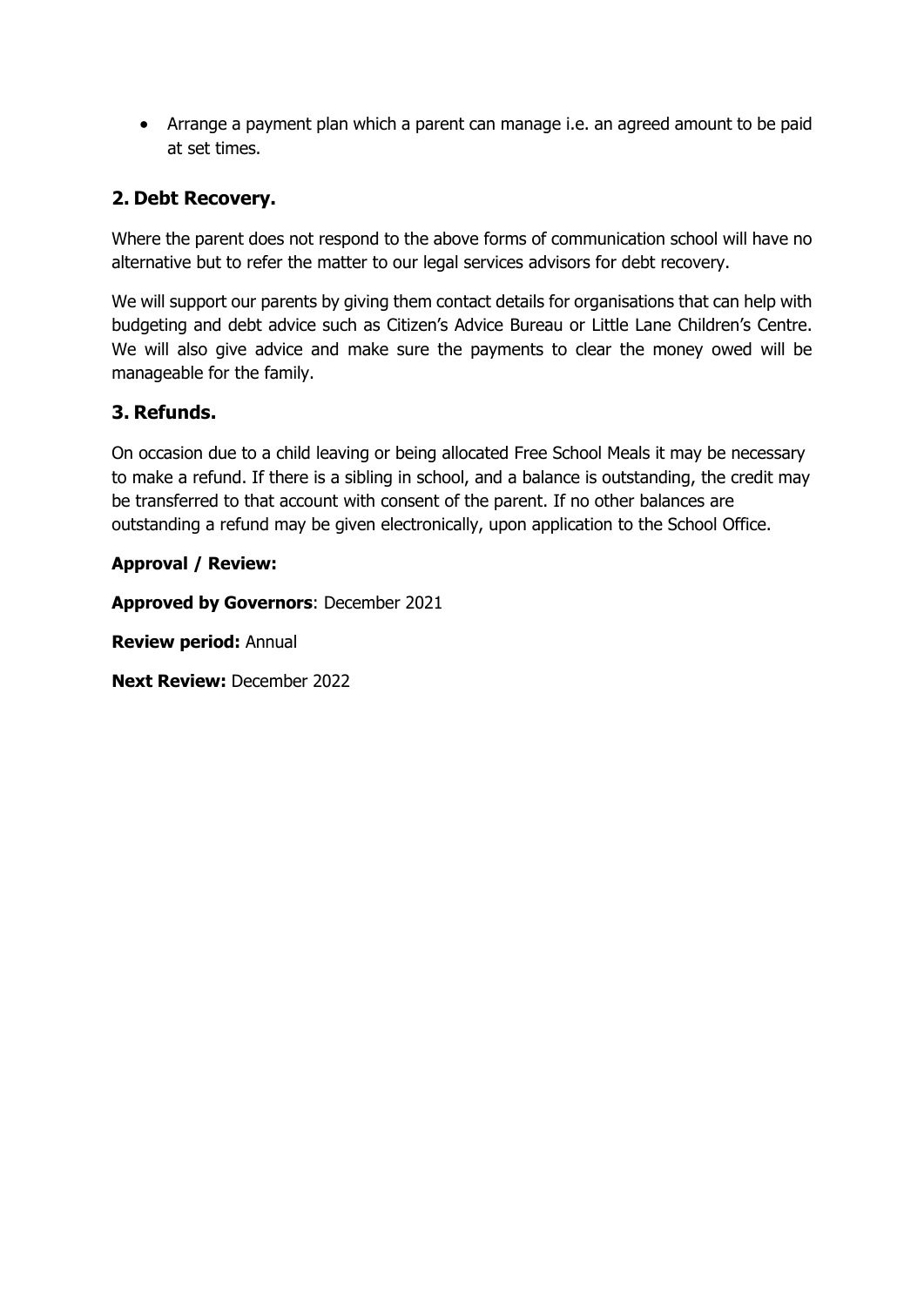- Arrange a payment plan which a parent can manage i.e. an agreed amount to be paid at set times.

## 2. Debt Recovery.

Where the parent does not respond to the above forms of communication school will have no alternative but to refer the matter to our legal services advisors for debt recovery.

We will support our parents by giving them contact details for organisations that can help with budgeting and debt advice such as Citizen's Advice Bureau or Little Lane Children's Centre. We will also give advice and make sure the payments to clear the money owed will be manageable for the family.

## 3. Refunds.

On occasion due to a child leaving or being allocated Free School Meals it may be necessary to make a refund. If there is a sibling in school, and a balance is outstanding, the credit may be transferred to that account with consent of the parent. If no other balances are outstanding a refund may be given electronically, upon application to the School Office.

**Approval / Review:**

**Approved by Governors**: December 2021

**Review period:** Annual

**Next Review:** December 2022